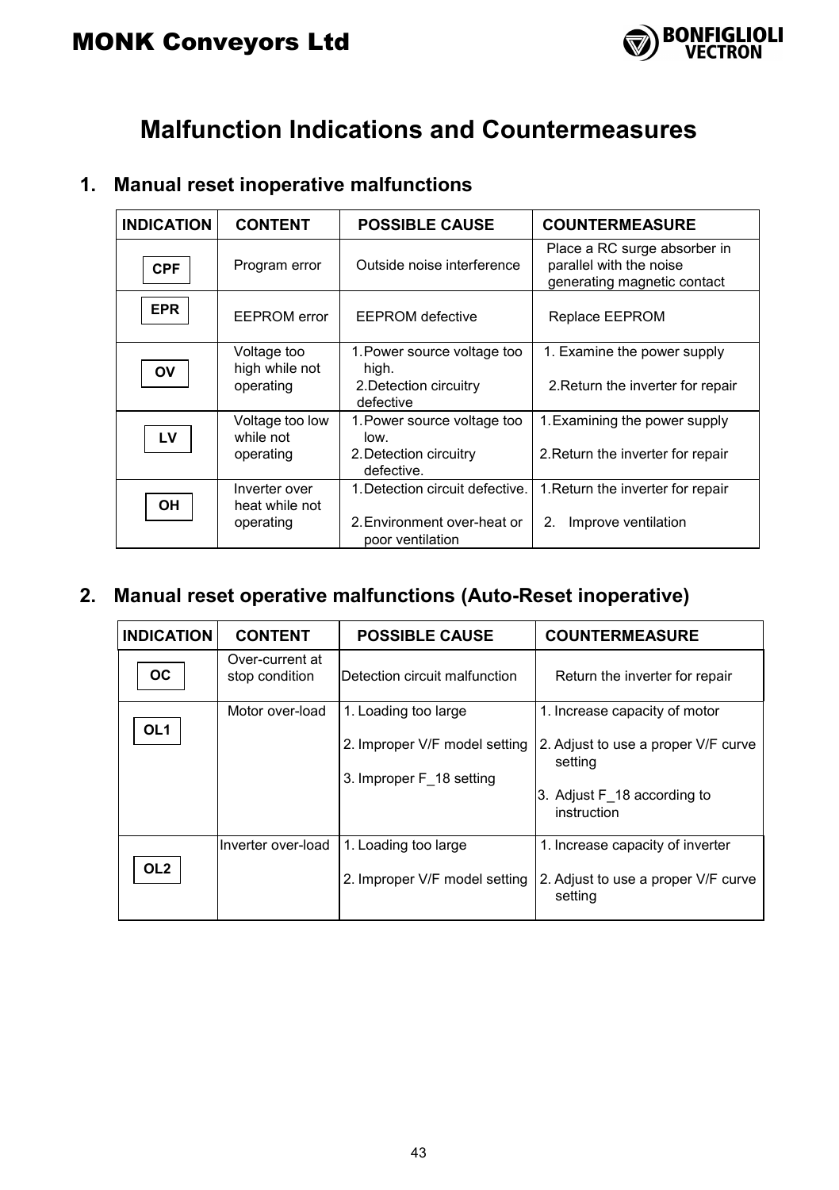# Malfunction Indications and Countermeasures

## 1. Manual reset inoperative malfunctions

| INDICATION | CONTENT | POSSIBLE CAUSE | COUNTERMEASURE |
|---|---|---|---|
| CPF | Program error | Outside noise interference | Place a RC surge absorber in parallel with the noise generating magnetic contact |
| EPR | EEPROM error | EEPROM defective | Replace EEPROM |
| OV | Voltage too high while not operating | 1. Power source voltage too high.<br>2. Detection circuitry defective | 1. Examine the power supply<br>2. Return the inverter for repair |
| LV | Voltage too low while not operating | 1. Power source voltage too low.<br>2. Detection circuitry defective. | 1. Examining the power supply<br>2. Return the inverter for repair |
| OH | Inverter over heat while not operating | 1. Detection circuit defective.<br>2. Environment over-heat or poor ventilation | 1. Return the inverter for repair<br>2. Improve ventilation |

## 2. Manual reset operative malfunctions (Auto-Reset inoperative)

| INDICATION | CONTENT | POSSIBLE CAUSE | COUNTERMEASURE |
|---|---|---|---|
| OC | Over-current at stop condition | Detection circuit malfunction | Return the inverter for repair |
| OL1 | Motor over-load | 1. Loading too large<br>2. Improper V/F model setting<br>3. Improper F_18 setting | 1. Increase capacity of motor<br>2. Adjust to use a proper V/F curve setting<br>3. Adjust F_18 according to instruction |
| OL2 | Inverter over-load | 1. Loading too large<br>2. Improper V/F model setting | 1. Increase capacity of inverter<br>2. Adjust to use a proper V/F curve setting |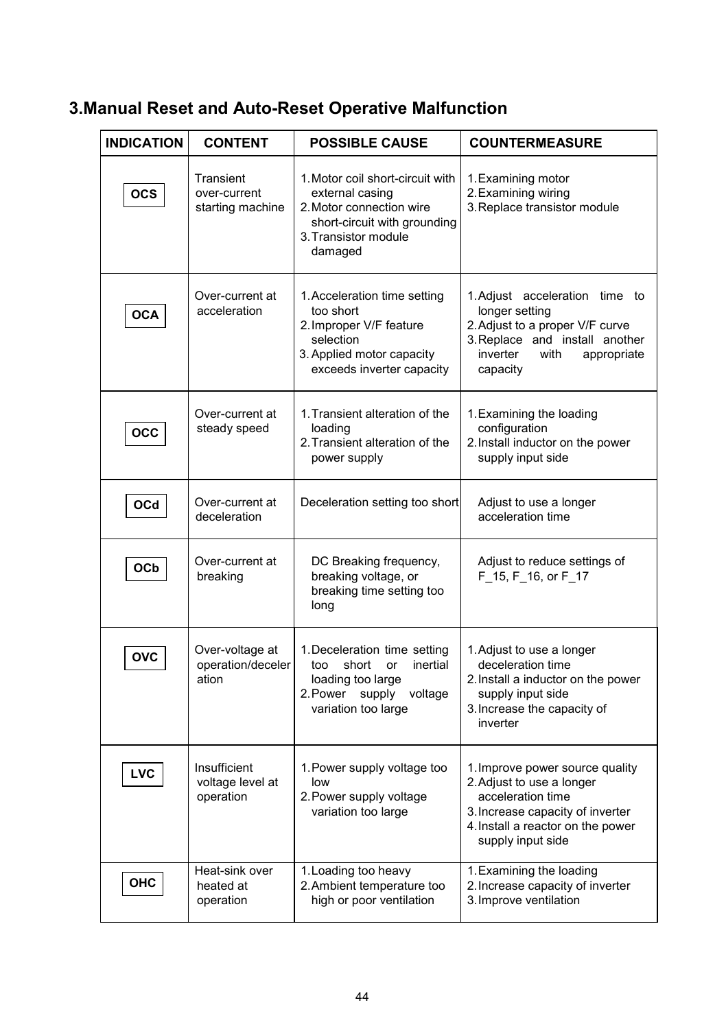## 3.Manual Reset and Auto-Reset Operative Malfunction

| INDICATION | CONTENT | POSSIBLE CAUSE | COUNTERMEASURE |
|---|---|---|---|
| OCS | Transient over-current starting machine | 1. Motor coil short-circuit with external casing<br>2. Motor connection wire short-circuit with grounding<br>3. Transistor module damaged | 1. Examining motor<br>2. Examining wiring<br>3. Replace transistor module |
| OCA | Over-current at acceleration | 1. Acceleration time setting too short<br>2. Improper V/F feature selection<br>3. Applied motor capacity exceeds inverter capacity | 1. Adjust acceleration time to longer setting<br>2. Adjust to a proper V/F curve<br>3. Replace and install another inverter with appropriate capacity |
| OCC | Over-current at steady speed | 1. Transient alteration of the loading<br>2. Transient alteration of the power supply | 1. Examining the loading configuration<br>2. Install inductor on the power supply input side |
| OCd | Over-current at deceleration | Deceleration setting too short | Adjust to use a longer acceleration time |
| OCb | Over-current at breaking | DC Breaking frequency, breaking voltage, or breaking time setting too long | Adjust to reduce settings of F_15, F_16, or F_17 |
| OVC | Over-voltage at operation/deceleration | 1. Deceleration time setting too short or inertial loading too large<br>2. Power supply voltage variation too large | 1. Adjust to use a longer deceleration time<br>2. Install a inductor on the power supply input side<br>3. Increase the capacity of inverter |
| LVC | Insufficient voltage level at operation | 1. Power supply voltage too low<br>2. Power supply voltage variation too large | 1. Improve power source quality<br>2. Adjust to use a longer acceleration time<br>3. Increase capacity of inverter<br>4. Install a reactor on the power supply input side |
| OHC | Heat-sink over heated at operation | 1. Loading too heavy<br>2. Ambient temperature too high or poor ventilation | 1. Examining the loading<br>2. Increase capacity of inverter<br>3. Improve ventilation |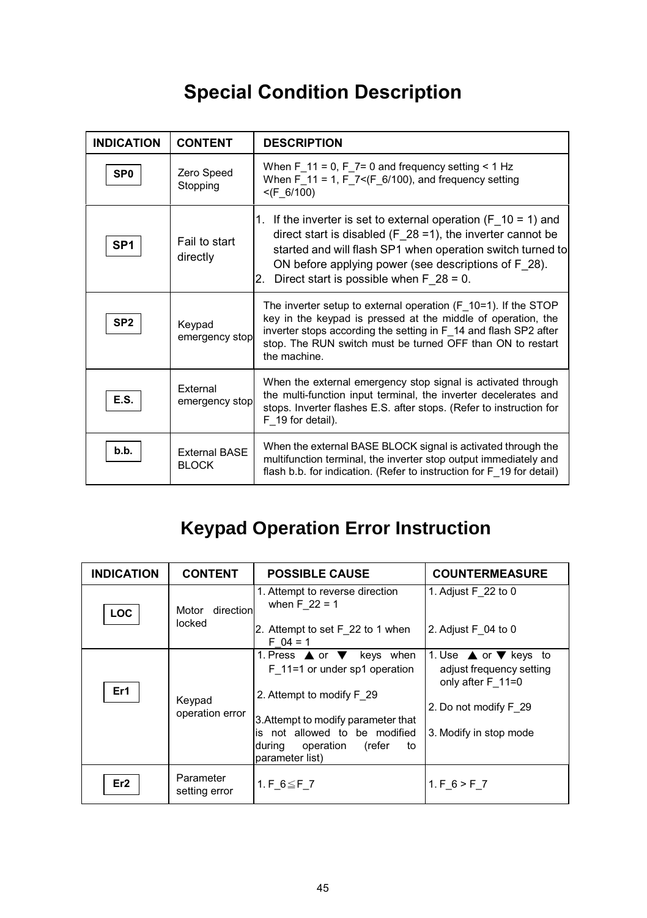# Special Condition Description

| INDICATION | CONTENT | DESCRIPTION |
|---|---|---|
| SP0 | Zero Speed Stopping | When F_11 = 0, F_7= 0 and frequency setting < 1 Hz<br>When F_11 = 1, F_7<(F_6/100), and frequency setting <(F_6/100) |
| SP1 | Fail to start directly | 1. If the inverter is set to external operation (F_10 = 1) and direct start is disabled (F_28 =1), the inverter cannot be started and will flash SP1 when operation switch turned to ON before applying power (see descriptions of F_28).<br>2. Direct start is possible when F_28 = 0. |
| SP2 | Keypad emergency stop | The inverter setup to external operation (F_10=1). If the STOP key in the keypad is pressed at the middle of operation, the inverter stops according the setting in F_14 and flash SP2 after stop. The RUN switch must be turned OFF than ON to restart the machine. |
| E.S. | External emergency stop | When the external emergency stop signal is activated through the multi-function input terminal, the inverter decelerates and stops. Inverter flashes E.S. after stops. (Refer to instruction for F_19 for detail). |
| b.b. | External BASE BLOCK | When the external BASE BLOCK signal is activated through the multifunction terminal, the inverter stop output immediately and flash b.b. for indication. (Refer to instruction for F_19 for detail) |

# Keypad Operation Error Instruction

| INDICATION | CONTENT | POSSIBLE CAUSE | COUNTERMEASURE |
|---|---|---|---|
| LOC | Motor direction locked | 1. Attempt to reverse direction when F_22 = 1<br>2. Attempt to set F_22 to 1 when F_04 = 1 | 1. Adjust F_22 to 0<br>2. Adjust F_04 to 0 |
| Er1 | Keypad operation error | 1. Press ▲ or ▼ keys when F_11=1 or under sp1 operation<br>2. Attempt to modify F_29<br>3. Attempt to modify parameter that is not allowed to be modified during operation (refer to parameter list) | 1. Use ▲ or ▼ keys to adjust frequency setting only after F_11=0<br>2. Do not modify F_29<br>3. Modify in stop mode |
| Er2 | Parameter setting error | 1. F_6≦F_7 | 1. F_6 > F_7 |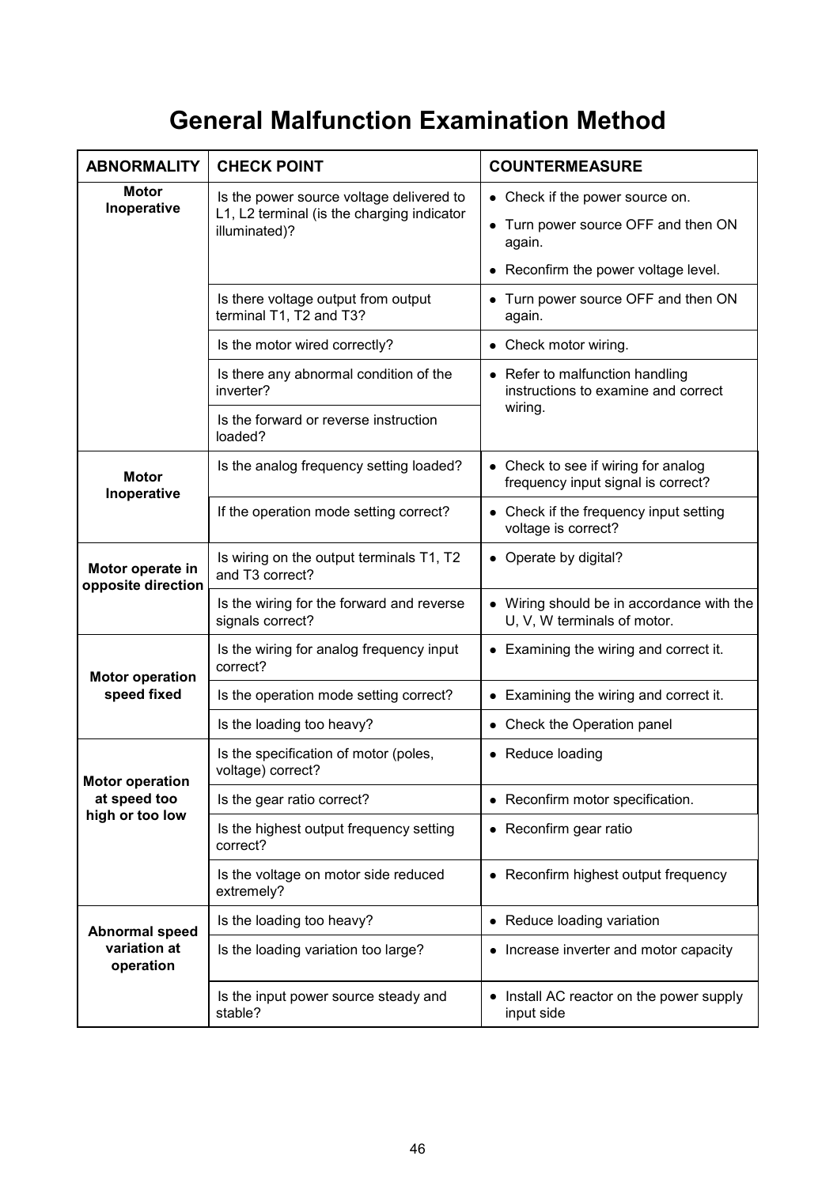# General Malfunction Examination Method

| ABNORMALITY | CHECK POINT | COUNTERMEASURE |
|---|---|---|
| **Motor Inoperative** | Is the power source voltage delivered to L1, L2 terminal (is the charging indicator illuminated)? | • Check if the power source on.<br>• Turn power source OFF and then ON again.<br>• Reconfirm the power voltage level. |
| | Is there voltage output from output terminal T1, T2 and T3? | • Turn power source OFF and then ON again. |
| | Is the motor wired correctly? | • Check motor wiring. |
| | Is there any abnormal condition of the inverter? | • Refer to malfunction handling instructions to examine and correct wiring. |
| | Is the forward or reverse instruction loaded? | |
| **Motor Inoperative** | Is the analog frequency setting loaded? | • Check to see if wiring for analog frequency input signal is correct? |
| | If the operation mode setting correct? | • Check if the frequency input setting voltage is correct? |
| **Motor operate in opposite direction** | Is wiring on the output terminals T1, T2 and T3 correct? | • Operate by digital? |
| | Is the wiring for the forward and reverse signals correct? | • Wiring should be in accordance with the U, V, W terminals of motor. |
| **Motor operation speed fixed** | Is the wiring for analog frequency input correct? | • Examining the wiring and correct it. |
| | Is the operation mode setting correct? | • Examining the wiring and correct it. |
| | Is the loading too heavy? | • Check the Operation panel |
| **Motor operation at speed too high or too low** | Is the specification of motor (poles, voltage) correct? | • Reduce loading |
| | Is the gear ratio correct? | • Reconfirm motor specification. |
| | Is the highest output frequency setting correct? | • Reconfirm gear ratio |
| | Is the voltage on motor side reduced extremely? | • Reconfirm highest output frequency |
| **Abnormal speed variation at operation** | Is the loading too heavy? | • Reduce loading variation |
| | Is the loading variation too large? | • Increase inverter and motor capacity |
| | Is the input power source steady and stable? | • Install AC reactor on the power supply input side |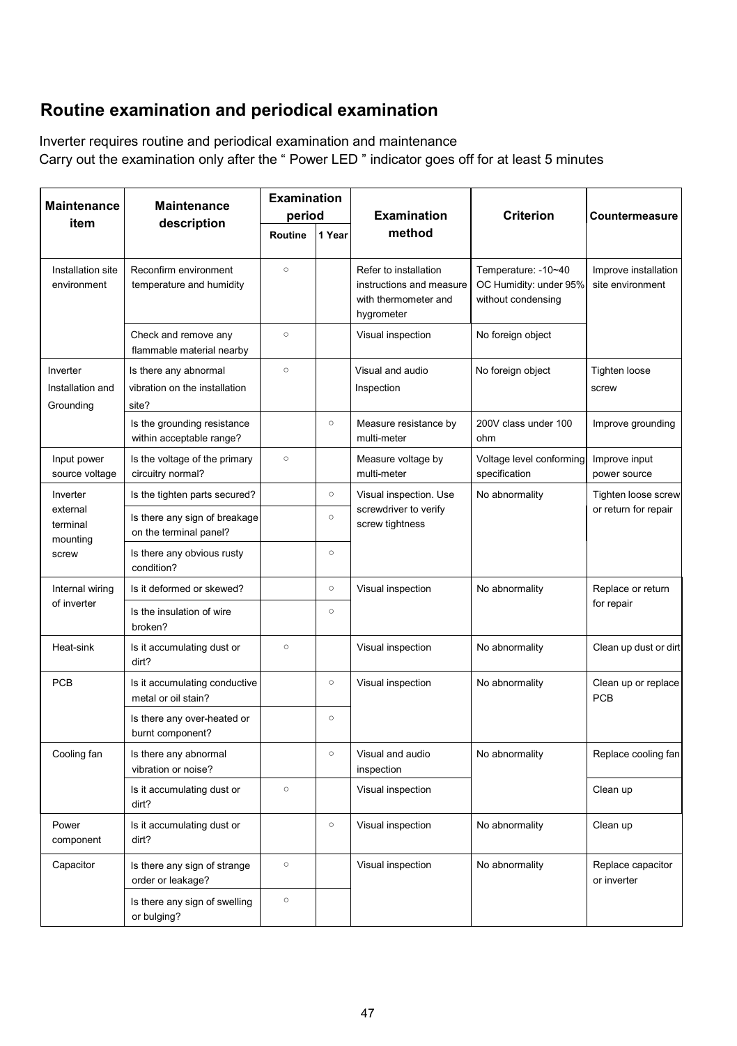## Routine examination and periodical examination

Inverter requires routine and periodical examination and maintenance
Carry out the examination only after the " Power LED " indicator goes off for at least 5 minutes

| Maintenance item | Maintenance description | Examination period | | Examination method | Criterion | Countermeasure |
|---|---|---|---|---|---|---|
| | | Routine | 1 Year | | | |
| Installation site environment | Reconfirm environment temperature and humidity | ○ | | Refer to installation instructions and measure with thermometer and hygrometer | Temperature: -10~40 OC Humidity: under 95% without condensing | Improve installation site environment |
| | Check and remove any flammable material nearby | ○ | | Visual inspection | No foreign object | |
| Inverter Installation and Grounding | Is there any abnormal vibration on the installation site? | ○ | | Visual and audio Inspection | No foreign object | Tighten loose screw |
| | Is the grounding resistance within acceptable range? | | ○ | Measure resistance by multi-meter | 200V class under 100 ohm | Improve grounding |
| Input power source voltage | Is the voltage of the primary circuitry normal? | ○ | | Measure voltage by multi-meter | Voltage level conforming specification | Improve input power source |
| Inverter external terminal mounting screw | Is the tighten parts secured? | | ○ | Visual inspection. Use screwdriver to verify screw tightness | No abnormality | Tighten loose screw or return for repair |
| | Is there any sign of breakage on the terminal panel? | | ○ | | | |
| | Is there any obvious rusty condition? | | ○ | | | |
| Internal wiring of inverter | Is it deformed or skewed? | | ○ | Visual inspection | No abnormality | Replace or return for repair |
| | Is the insulation of wire broken? | | ○ | | | |
| Heat-sink | Is it accumulating dust or dirt? | ○ | | Visual inspection | No abnormality | Clean up dust or dirt |
| PCB | Is it accumulating conductive metal or oil stain? | | ○ | Visual inspection | No abnormality | Clean up or replace PCB |
| | Is there any over-heated or burnt component? | | ○ | | | |
| Cooling fan | Is there any abnormal vibration or noise? | | ○ | Visual and audio inspection | No abnormality | Replace cooling fan |
| | Is it accumulating dust or dirt? | ○ | | Visual inspection | | Clean up |
| Power component | Is it accumulating dust or dirt? | | ○ | Visual inspection | No abnormality | Clean up |
| Capacitor | Is there any sign of strange order or leakage? | ○ | | Visual inspection | No abnormality | Replace capacitor or inverter |
| | Is there any sign of swelling or bulging? | ○ | | | | |